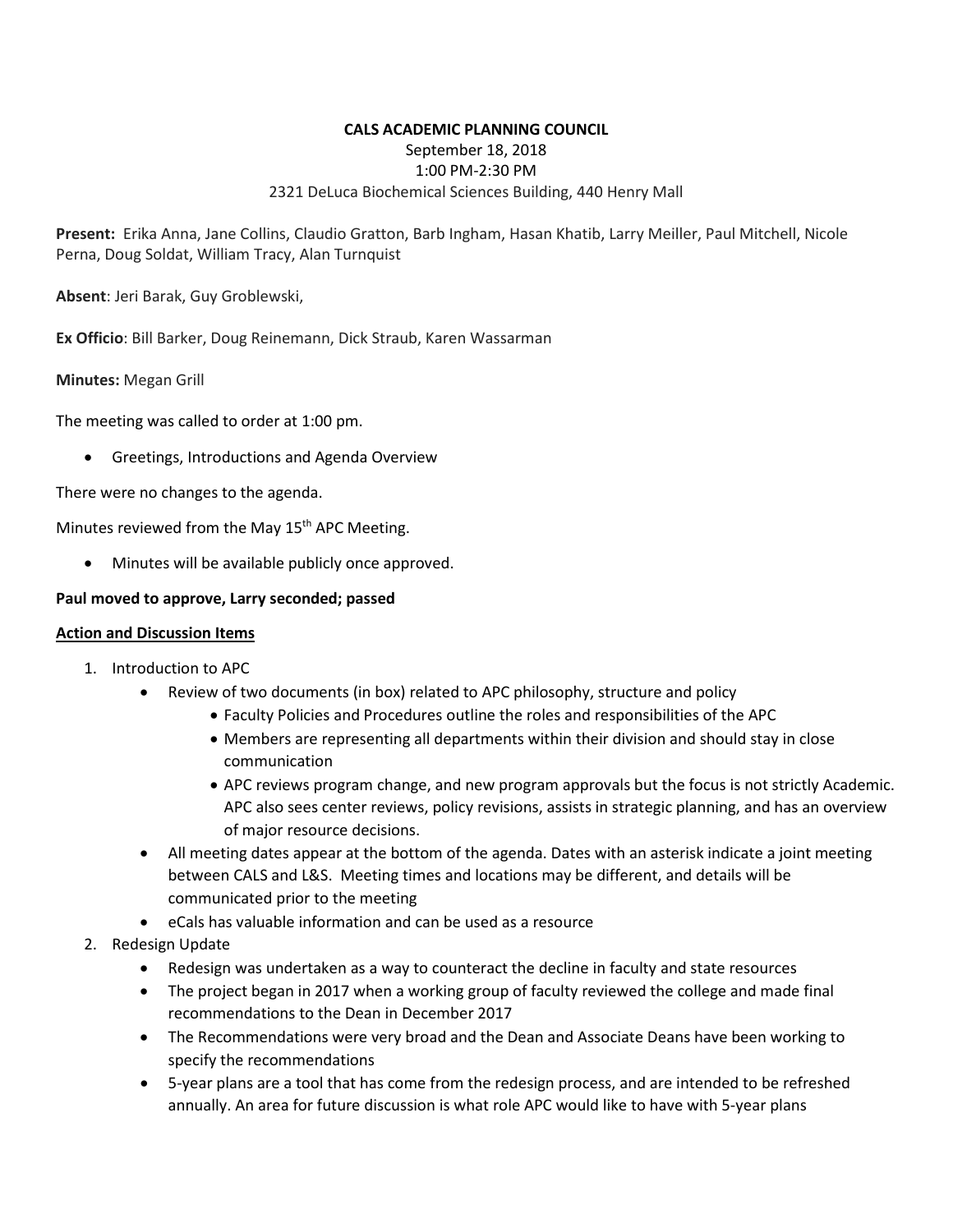**CALS ACADEMIC PLANNING COUNCIL**

September 18, 2018

1:00 PM-2:30 PM

2321 DeLuca Biochemical Sciences Building, 440 Henry Mall

**Present:** Erika Anna, Jane Collins, Claudio Gratton, Barb Ingham, Hasan Khatib, Larry Meiller, Paul Mitchell, Nicole Perna, Doug Soldat, William Tracy, Alan Turnquist

**Absent**: Jeri Barak, Guy Groblewski,

**Ex Officio**: Bill Barker, Doug Reinemann, Dick Straub, Karen Wassarman

**Minutes:** Megan Grill

The meeting was called to order at 1:00 pm.

- Greetings, Introductions and Agenda Overview

There were no changes to the agenda.

Minutes reviewed from the May 15th APC Meeting.

- Minutes will be available publicly once approved.

**Paul moved to approve, Larry seconded; passed**

**Action and Discussion Items**

1. Introduction to APC
   - Review of two documents (in box) related to APC philosophy, structure and policy
     - Faculty Policies and Procedures outline the roles and responsibilities of the APC
     - Members are representing all departments within their division and should stay in close communication
     - APC reviews program change, and new program approvals but the focus is not strictly Academic. APC also sees center reviews, policy revisions, assists in strategic planning, and has an overview of major resource decisions.
   - All meeting dates appear at the bottom of the agenda. Dates with an asterisk indicate a joint meeting between CALS and L&S. Meeting times and locations may be different, and details will be communicated prior to the meeting
   - eCals has valuable information and can be used as a resource
2. Redesign Update
   - Redesign was undertaken as a way to counteract the decline in faculty and state resources
   - The project began in 2017 when a working group of faculty reviewed the college and made final recommendations to the Dean in December 2017
   - The Recommendations were very broad and the Dean and Associate Deans have been working to specify the recommendations
   - 5-year plans are a tool that has come from the redesign process, and are intended to be refreshed annually. An area for future discussion is what role APC would like to have with 5-year plans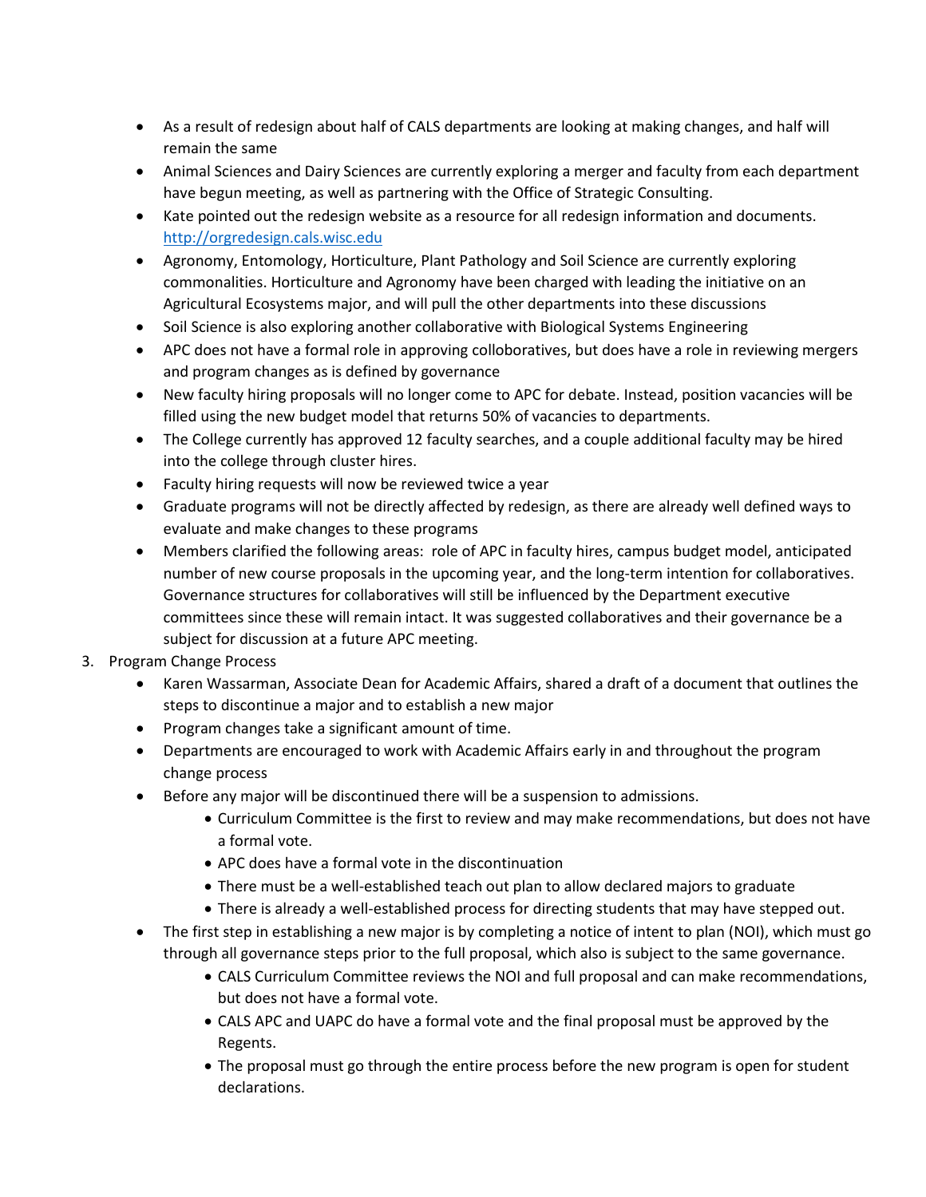- As a result of redesign about half of CALS departments are looking at making changes, and half will remain the same
- Animal Sciences and Dairy Sciences are currently exploring a merger and faculty from each department have begun meeting, as well as partnering with the Office of Strategic Consulting.
- Kate pointed out the redesign website as a resource for all redesign information and documents. [http://orgredesign.cals.wisc.edu](http://orgredesign.cals.wisc.edu)
- Agronomy, Entomology, Horticulture, Plant Pathology and Soil Science are currently exploring commonalities. Horticulture and Agronomy have been charged with leading the initiative on an Agricultural Ecosystems major, and will pull the other departments into these discussions
- Soil Science is also exploring another collaborative with Biological Systems Engineering
- APC does not have a formal role in approving colloboratives, but does have a role in reviewing mergers and program changes as is defined by governance
- New faculty hiring proposals will no longer come to APC for debate. Instead, position vacancies will be filled using the new budget model that returns 50% of vacancies to departments.
- The College currently has approved 12 faculty searches, and a couple additional faculty may be hired into the college through cluster hires.
- Faculty hiring requests will now be reviewed twice a year
- Graduate programs will not be directly affected by redesign, as there are already well defined ways to evaluate and make changes to these programs
- Members clarified the following areas: role of APC in faculty hires, campus budget model, anticipated number of new course proposals in the upcoming year, and the long-term intention for collaboratives. Governance structures for collaboratives will still be influenced by the Department executive committees since these will remain intact. It was suggested collaboratives and their governance be a subject for discussion at a future APC meeting.

3. Program Change Process
   - Karen Wassarman, Associate Dean for Academic Affairs, shared a draft of a document that outlines the steps to discontinue a major and to establish a new major
   - Program changes take a significant amount of time.
   - Departments are encouraged to work with Academic Affairs early in and throughout the program change process
   - Before any major will be discontinued there will be a suspension to admissions.
     - Curriculum Committee is the first to review and may make recommendations, but does not have a formal vote.
     - APC does have a formal vote in the discontinuation
     - There must be a well-established teach out plan to allow declared majors to graduate
     - There is already a well-established process for directing students that may have stepped out.
   - The first step in establishing a new major is by completing a notice of intent to plan (NOI), which must go through all governance steps prior to the full proposal, which also is subject to the same governance.
     - CALS Curriculum Committee reviews the NOI and full proposal and can make recommendations, but does not have a formal vote.
     - CALS APC and UAPC do have a formal vote and the final proposal must be approved by the Regents.
     - The proposal must go through the entire process before the new program is open for student declarations.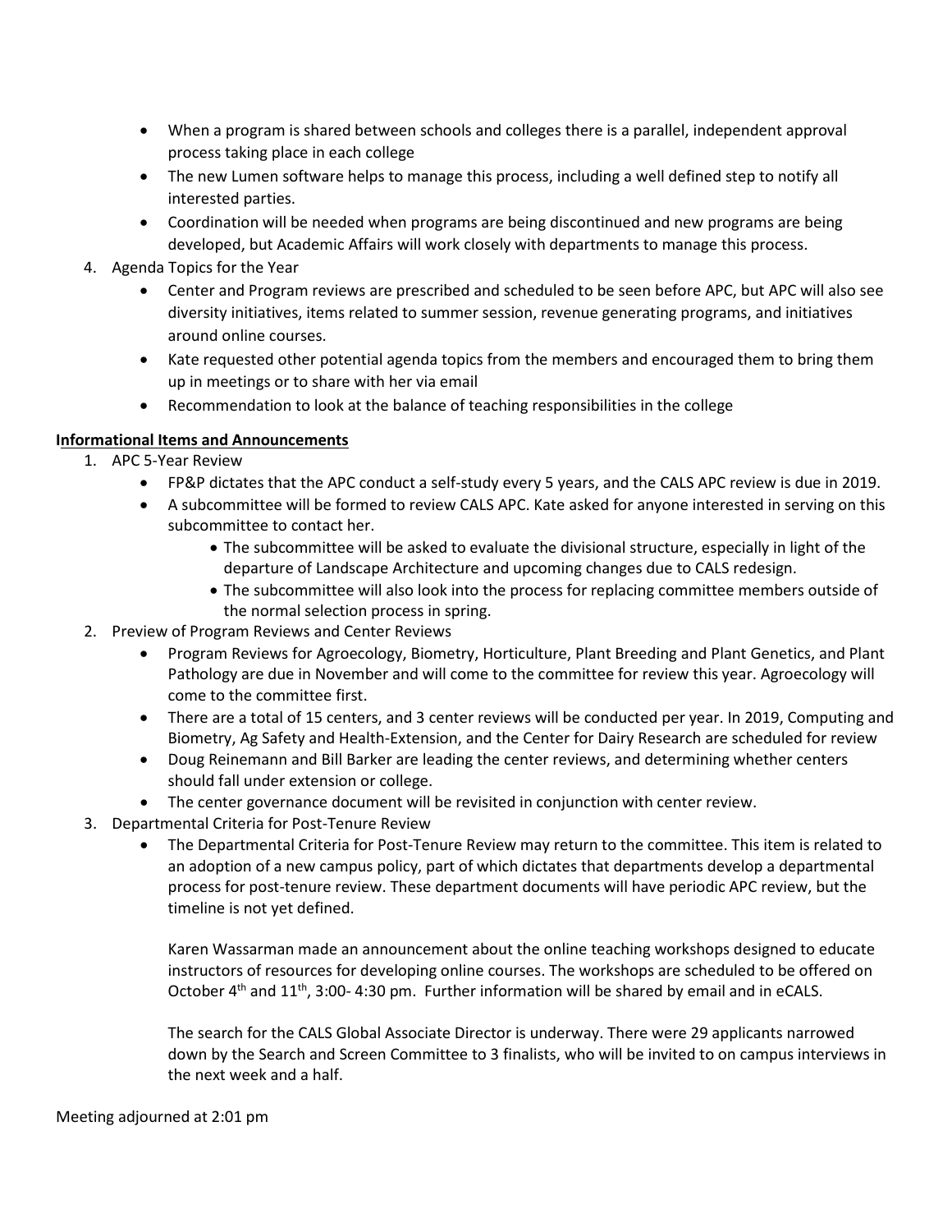- When a program is shared between schools and colleges there is a parallel, independent approval process taking place in each college
- The new Lumen software helps to manage this process, including a well defined step to notify all interested parties.
- Coordination will be needed when programs are being discontinued and new programs are being developed, but Academic Affairs will work closely with departments to manage this process.

4. Agenda Topics for the Year
   - Center and Program reviews are prescribed and scheduled to be seen before APC, but APC will also see diversity initiatives, items related to summer session, revenue generating programs, and initiatives around online courses.
   - Kate requested other potential agenda topics from the members and encouraged them to bring them up in meetings or to share with her via email
   - Recommendation to look at the balance of teaching responsibilities in the college

**Informational Items and Announcements**

1. APC 5-Year Review
   - FP&P dictates that the APC conduct a self-study every 5 years, and the CALS APC review is due in 2019.
   - A subcommittee will be formed to review CALS APC. Kate asked for anyone interested in serving on this subcommittee to contact her.
     - The subcommittee will be asked to evaluate the divisional structure, especially in light of the departure of Landscape Architecture and upcoming changes due to CALS redesign.
     - The subcommittee will also look into the process for replacing committee members outside of the normal selection process in spring.
2. Preview of Program Reviews and Center Reviews
   - Program Reviews for Agroecology, Biometry, Horticulture, Plant Breeding and Plant Genetics, and Plant Pathology are due in November and will come to the committee for review this year. Agroecology will come to the committee first.
   - There are a total of 15 centers, and 3 center reviews will be conducted per year. In 2019, Computing and Biometry, Ag Safety and Health-Extension, and the Center for Dairy Research are scheduled for review
   - Doug Reinemann and Bill Barker are leading the center reviews, and determining whether centers should fall under extension or college.
   - The center governance document will be revisited in conjunction with center review.
3. Departmental Criteria for Post-Tenure Review
   - The Departmental Criteria for Post-Tenure Review may return to the committee. This item is related to an adoption of a new campus policy, part of which dictates that departments develop a departmental process for post-tenure review. These department documents will have periodic APC review, but the timeline is not yet defined.

   Karen Wassarman made an announcement about the online teaching workshops designed to educate instructors of resources for developing online courses. The workshops are scheduled to be offered on October 4th and 11th, 3:00- 4:30 pm. Further information will be shared by email and in eCALS.

   The search for the CALS Global Associate Director is underway. There were 29 applicants narrowed down by the Search and Screen Committee to 3 finalists, who will be invited to on campus interviews in the next week and a half.

Meeting adjourned at 2:01 pm